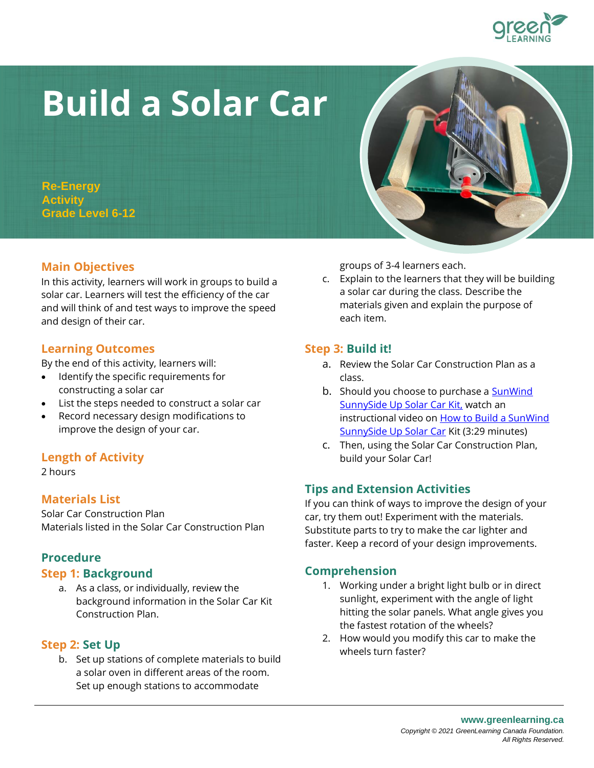# Build a Solar Car

**Re-Energy Activity**
**Grade Level 6-12**

## Main Objectives

In this activity, learners will work in groups to build a solar car. Learners will test the efficiency of the car and will think of and test ways to improve the speed and design of their car.

## Learning Outcomes

By the end of this activity, learners will:

- Identify the specific requirements for constructing a solar car
- List the steps needed to construct a solar car
- Record necessary design modifications to improve the design of your car.

## Length of Activity

2 hours

## Materials List

Solar Car Construction Plan
Materials listed in the Solar Car Construction Plan

## Procedure

### Step 1: Background

a. As a class, or individually, review the background information in the Solar Car Kit Construction Plan.

### Step 2: Set Up

b. Set up stations of complete materials to build a solar oven in different areas of the room. Set up enough stations to accommodate groups of 3-4 learners each.

c. Explain to the learners that they will be building a solar car during the class. Describe the materials given and explain the purpose of each item.

### Step 3: Build it!

a. Review the Solar Car Construction Plan as a class.

b. Should you choose to purchase a SunWind SunnySide Up Solar Car Kit, watch an instructional video on How to Build a SunWind SunnySide Up Solar Car Kit (3:29 minutes)

c. Then, using the Solar Car Construction Plan, build your Solar Car!

## Tips and Extension Activities

If you can think of ways to improve the design of your car, try them out! Experiment with the materials. Substitute parts to try to make the car lighter and faster. Keep a record of your design improvements.

## Comprehension

1. Working under a bright light bulb or in direct sunlight, experiment with the angle of light hitting the solar panels. What angle gives you the fastest rotation of the wheels?
2. How would you modify this car to make the wheels turn faster?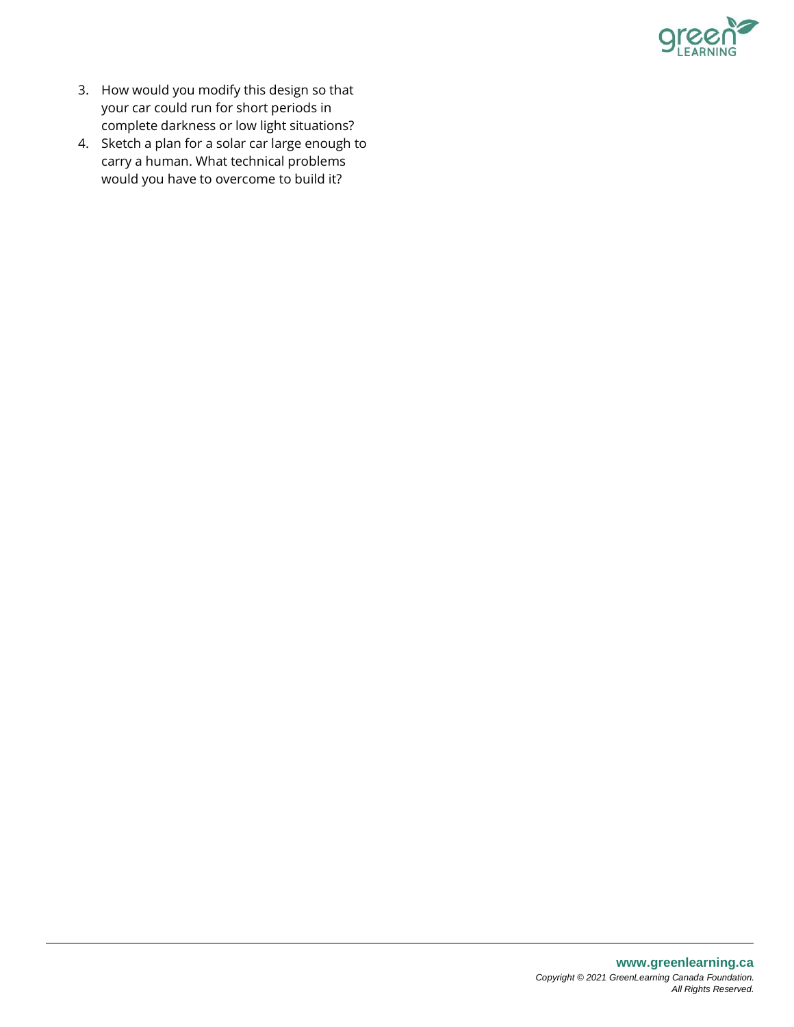3. How would you modify this design so that your car could run for short periods in complete darkness or low light situations?
4. Sketch a plan for a solar car large enough to carry a human. What technical problems would you have to overcome to build it?